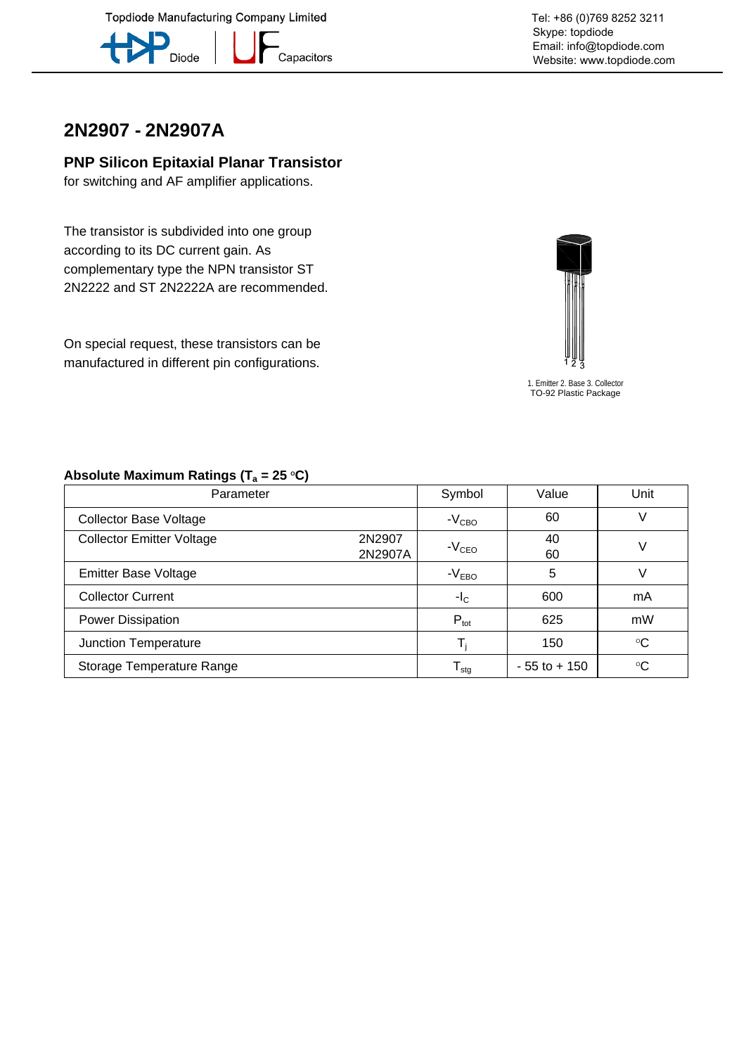Topdiode Manufacturing Company Limited

Tel: +86 (0)769 8252 3211
Skype: topdiode
Email: info@topdiode.com
Website: www.topdiode.com

# 2N2907 - 2N2907A

## PNP Silicon Epitaxial Planar Transistor

for switching and AF amplifier applications.

The transistor is subdivided into one group according to its DC current gain. As complementary type the NPN transistor ST 2N2222 and ST 2N2222A are recommended.

On special request, these transistors can be manufactured in different pin configurations.

1. Emitter 2. Base 3. Collector
TO-92 Plastic Package

### Absolute Maximum Ratings ($T_a$ = 25 °C)

| Parameter | | Symbol | Value | Unit |
|---|---|---|---|---|
| Collector Base Voltage | | $-V_{CBO}$ | 60 | V |
| Collector Emitter Voltage | 2N2907<br>2N2907A | $-V_{CEO}$ | 40<br>60 | V |
| Emitter Base Voltage | | $-V_{EBO}$ | 5 | V |
| Collector Current | | $-I_C$ | 600 | mA |
| Power Dissipation | | $P_{tot}$ | 625 | mW |
| Junction Temperature | | $T_j$ | 150 | °C |
| Storage Temperature Range | | $T_{stg}$ | - 55 to + 150 | °C |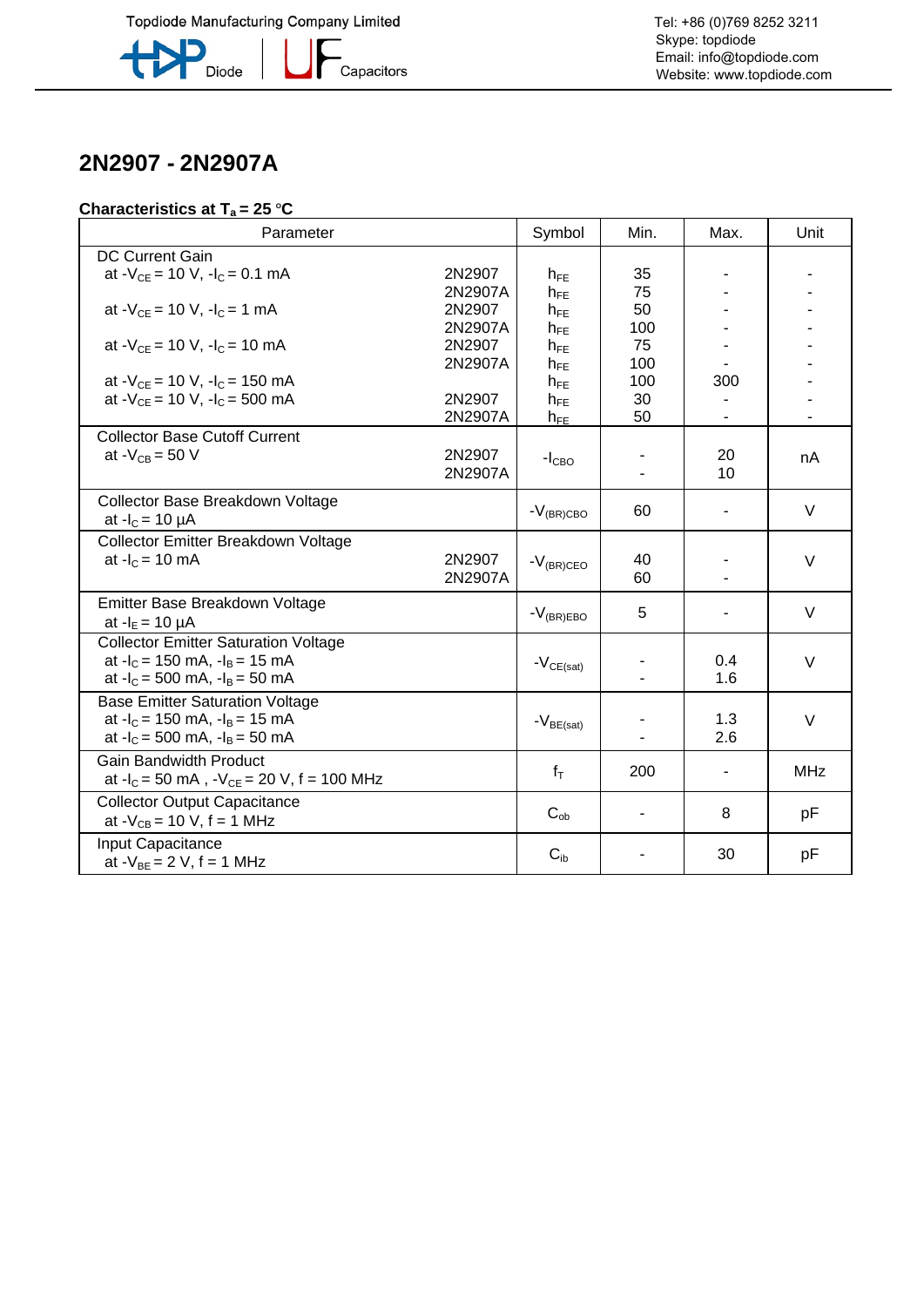# 2N2907 - 2N2907A

**Characteristics at $T_a$ = 25 °C**

| Parameter | | Symbol | Min. | Max. | Unit |
|---|---|---|---|---|---|
| DC Current Gain | | | | | |
| at $-V_{CE}$ = 10 V, $-I_C$ = 0.1 mA | 2N2907 | $h_{FE}$ | 35 | - | - |
| | 2N2907A | $h_{FE}$ | 75 | - | - |
| at $-V_{CE}$ = 10 V, $-I_C$ = 1 mA | 2N2907 | $h_{FE}$ | 50 | - | - |
| | 2N2907A | $h_{FE}$ | 100 | - | - |
| at $-V_{CE}$ = 10 V, $-I_C$ = 10 mA | 2N2907 | $h_{FE}$ | 75 | - | - |
| | 2N2907A | $h_{FE}$ | 100 | - | - |
| at $-V_{CE}$ = 10 V, $-I_C$ = 150 mA | | $h_{FE}$ | 100 | 300 | - |
| at $-V_{CE}$ = 10 V, $-I_C$ = 500 mA | 2N2907 | $h_{FE}$ | 30 | - | - |
| | 2N2907A | $h_{FE}$ | 50 | - | - |
| Collector Base Cutoff Current<br>at $-V_{CB}$ = 50 V | 2N2907<br>2N2907A | $-I_{CBO}$ | -<br>- | 20<br>10 | nA |
| Collector Base Breakdown Voltage<br>at $-I_C$ = 10 µA | | $-V_{(BR)CBO}$ | 60 | - | V |
| Collector Emitter Breakdown Voltage<br>at $-I_C$ = 10 mA | 2N2907<br>2N2907A | $-V_{(BR)CEO}$ | 40<br>60 | -<br>- | V |
| Emitter Base Breakdown Voltage<br>at $-I_E$ = 10 µA | | $-V_{(BR)EBO}$ | 5 | - | V |
| Collector Emitter Saturation Voltage<br>at $-I_C$ = 150 mA, $-I_B$ = 15 mA<br>at $-I_C$ = 500 mA, $-I_B$ = 50 mA | | $-V_{CE(sat)}$ | -<br>- | 0.4<br>1.6 | V |
| Base Emitter Saturation Voltage<br>at $-I_C$ = 150 mA, $-I_B$ = 15 mA<br>at $-I_C$ = 500 mA, $-I_B$ = 50 mA | | $-V_{BE(sat)}$ | -<br>- | 1.3<br>2.6 | V |
| Gain Bandwidth Product<br>at $-I_C$ = 50 mA , $-V_{CE}$ = 20 V, f = 100 MHz | | $f_T$ | 200 | - | MHz |
| Collector Output Capacitance<br>at $-V_{CB}$ = 10 V, f = 1 MHz | | $C_{ob}$ | - | 8 | pF |
| Input Capacitance<br>at $-V_{BE}$ = 2 V, f = 1 MHz | | $C_{ib}$ | - | 30 | pF |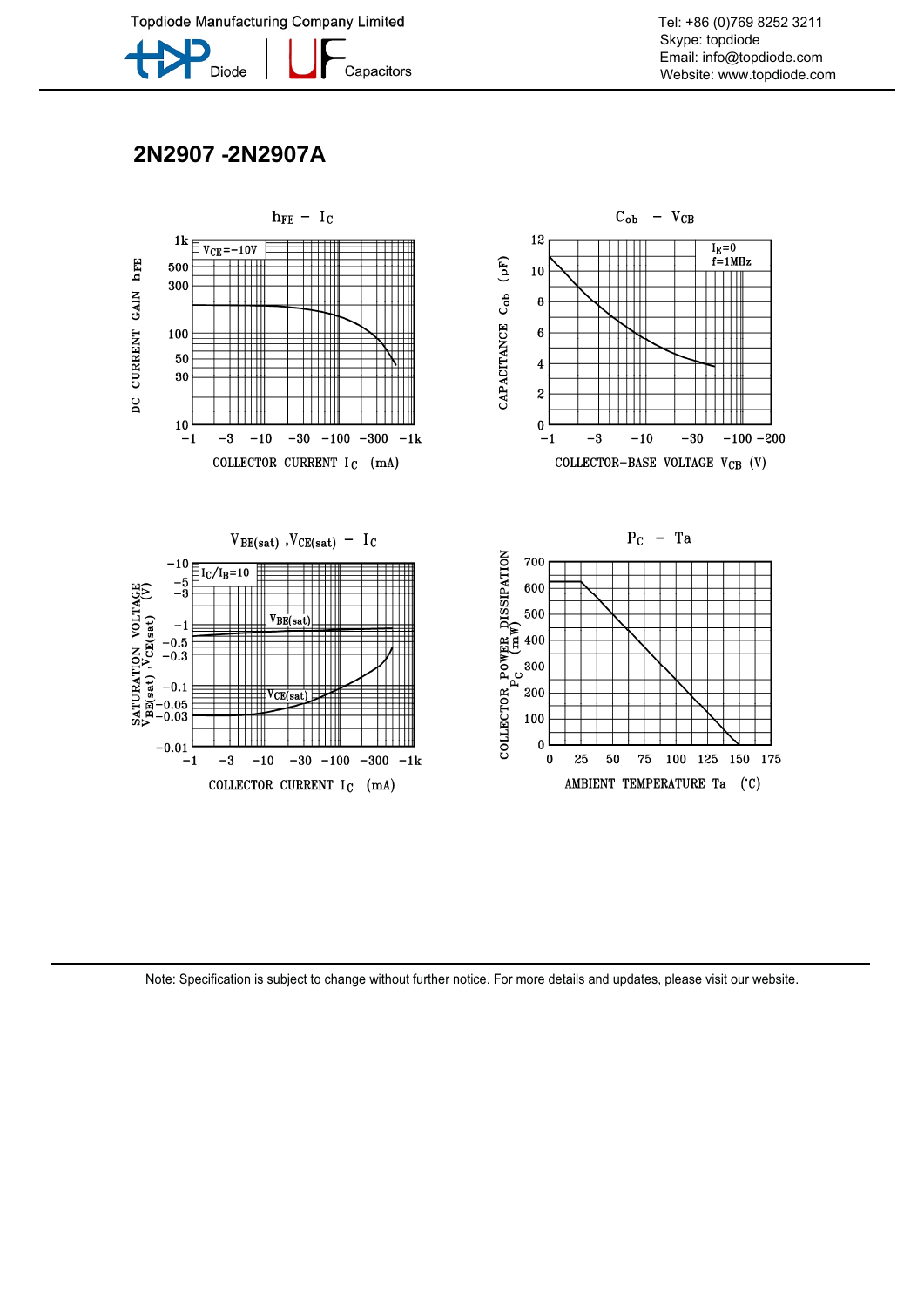# 2N2907 -2N2907A

$h_{FE}$ − $I_C$

$V_{CE}$=−10V

1k
500
300
100
50
30
10

−1 −3 −10 −30 −100 −300 −1k

DC CURRENT GAIN $h_{FE}$

COLLECTOR CURRENT $I_C$ (mA)

$C_{ob}$ − $V_{CB}$

$I_E$=0
f=1MHz

12
10
8
6
4
2
0

−1 −3 −10 −30 −100 −200

CAPACITANCE $C_{ob}$ (pF)

COLLECTOR−BASE VOLTAGE $V_{CB}$ (V)

$V_{BE(sat)}$ ,$V_{CE(sat)}$ − $I_C$

$I_C/I_B$=10

$V_{BE(sat)}$

$V_{CE(sat)}$

−10
−5
−3
−1
−0.5
−0.3
−0.1
−0.05
−0.03
−0.01

−1 −3 −10 −30 −100 −300 −1k

SATURATION VOLTAGE $V_{BE(sat)}$ ,$V_{CE(sat)}$ (V)

COLLECTOR CURRENT $I_C$ (mA)

$P_C$ − Ta

700
600
500
400
300
200
100
0

0 25 50 75 100 125 150 175

COLLECTOR POWER DISSIPATION $P_C$ (mW)

AMBIENT TEMPERATURE Ta (°C)

Note: Specification is subject to change without further notice. For more details and updates, please visit our website.